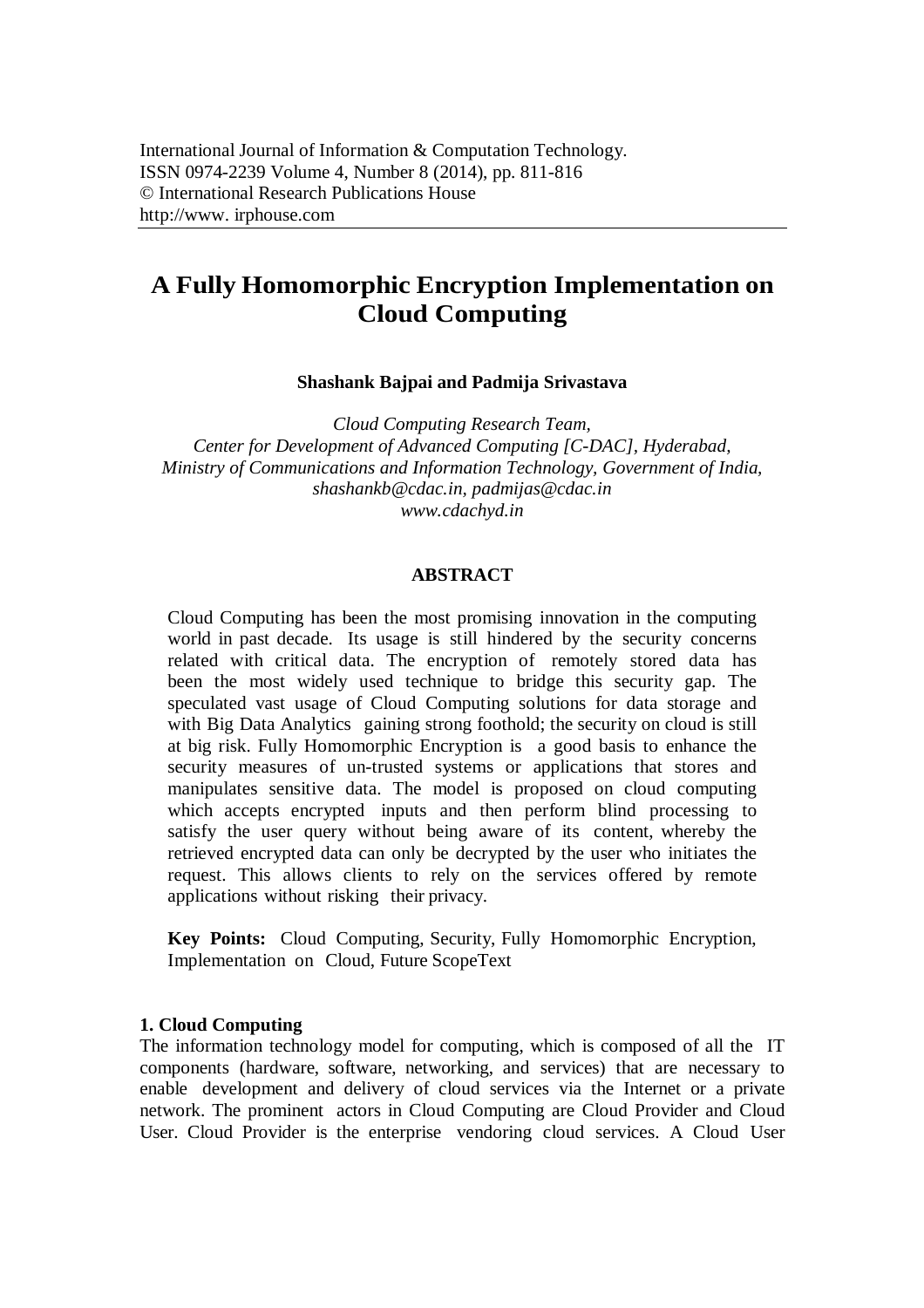International Journal of Information & Computation Technology.
ISSN 0974-2239 Volume 4, Number 8 (2014), pp. 811-816
© International Research Publications House
http://www. irphouse.com

# A Fully Homomorphic Encryption Implementation on Cloud Computing

**Shashank Bajpai and Padmija Srivastava**

*Cloud Computing Research Team,*
*Center for Development of Advanced Computing [C-DAC], Hyderabad,*
*Ministry of Communications and Information Technology, Government of India,*
*shashankb@cdac.in, padmijas@cdac.in*
*www.cdachyd.in*

## ABSTRACT

Cloud Computing has been the most promising innovation in the computing world in past decade. Its usage is still hindered by the security concerns related with critical data. The encryption of remotely stored data has been the most widely used technique to bridge this security gap. The speculated vast usage of Cloud Computing solutions for data storage and with Big Data Analytics gaining strong foothold; the security on cloud is still at big risk. Fully Homomorphic Encryption is a good basis to enhance the security measures of un-trusted systems or applications that stores and manipulates sensitive data. The model is proposed on cloud computing which accepts encrypted inputs and then perform blind processing to satisfy the user query without being aware of its content, whereby the retrieved encrypted data can only be decrypted by the user who initiates the request. This allows clients to rely on the services offered by remote applications without risking their privacy.

**Key Points:** Cloud Computing, Security, Fully Homomorphic Encryption, Implementation on Cloud, Future ScopeText

## 1. Cloud Computing

The information technology model for computing, which is composed of all the IT components (hardware, software, networking, and services) that are necessary to enable development and delivery of cloud services via the Internet or a private network. The prominent actors in Cloud Computing are Cloud Provider and Cloud User. Cloud Provider is the enterprise vendoring cloud services. A Cloud User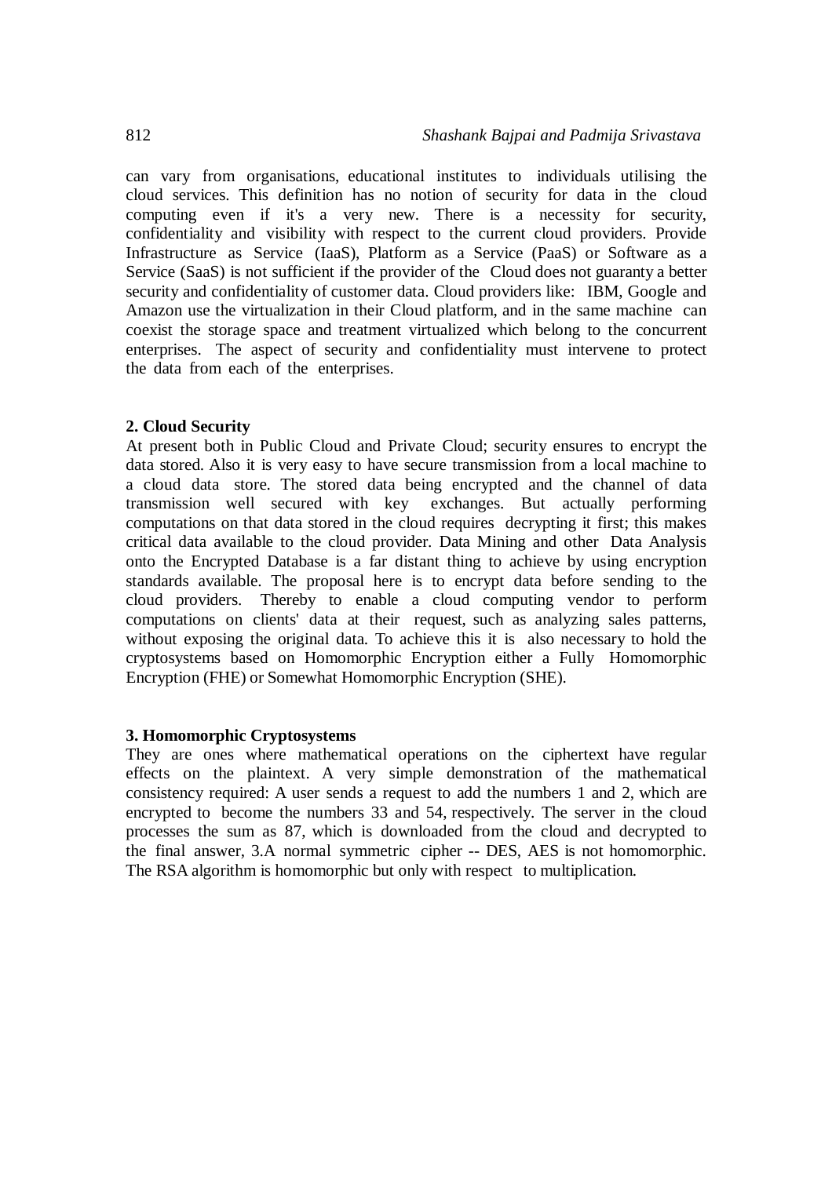can vary from organisations, educational institutes to individuals utilising the cloud services. This definition has no notion of security for data in the cloud computing even if it's a very new. There is a necessity for security, confidentiality and visibility with respect to the current cloud providers. Provide Infrastructure as Service (IaaS), Platform as a Service (PaaS) or Software as a Service (SaaS) is not sufficient if the provider of the Cloud does not guaranty a better security and confidentiality of customer data. Cloud providers like: IBM, Google and Amazon use the virtualization in their Cloud platform, and in the same machine can coexist the storage space and treatment virtualized which belong to the concurrent enterprises. The aspect of security and confidentiality must intervene to protect the data from each of the enterprises.

## 2. Cloud Security

At present both in Public Cloud and Private Cloud; security ensures to encrypt the data stored. Also it is very easy to have secure transmission from a local machine to a cloud data store. The stored data being encrypted and the channel of data transmission well secured with key exchanges. But actually performing computations on that data stored in the cloud requires decrypting it first; this makes critical data available to the cloud provider. Data Mining and other Data Analysis onto the Encrypted Database is a far distant thing to achieve by using encryption standards available. The proposal here is to encrypt data before sending to the cloud providers. Thereby to enable a cloud computing vendor to perform computations on clients' data at their request, such as analyzing sales patterns, without exposing the original data. To achieve this it is also necessary to hold the cryptosystems based on Homomorphic Encryption either a Fully Homomorphic Encryption (FHE) or Somewhat Homomorphic Encryption (SHE).

## 3. Homomorphic Cryptosystems

They are ones where mathematical operations on the ciphertext have regular effects on the plaintext. A very simple demonstration of the mathematical consistency required: A user sends a request to add the numbers 1 and 2, which are encrypted to become the numbers 33 and 54, respectively. The server in the cloud processes the sum as 87, which is downloaded from the cloud and decrypted to the final answer, 3.A normal symmetric cipher -- DES, AES is not homomorphic. The RSA algorithm is homomorphic but only with respect to multiplication.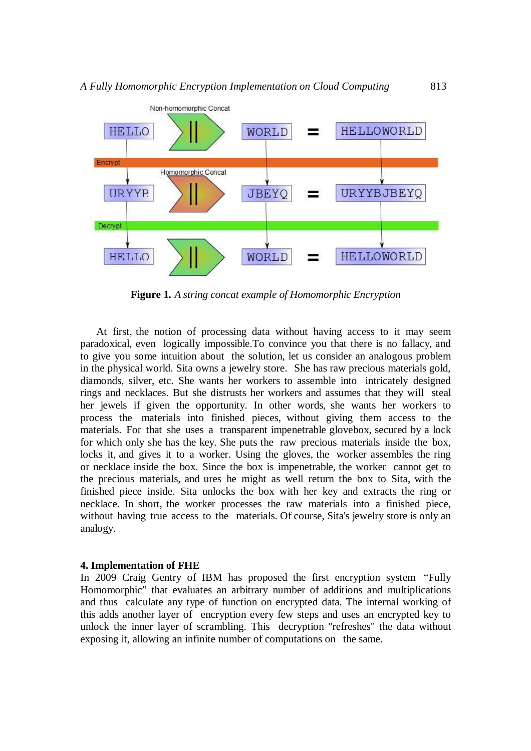**Figure 1.** *A string concat example of Homomorphic Encryption*

At first, the notion of processing data without having access to it may seem paradoxical, even logically impossible.To convince you that there is no fallacy, and to give you some intuition about the solution, let us consider an analogous problem in the physical world. Sita owns a jewelry store. She has raw precious materials gold, diamonds, silver, etc. She wants her workers to assemble into intricately designed rings and necklaces. But she distrusts her workers and assumes that they will steal her jewels if given the opportunity. In other words, she wants her workers to process the materials into finished pieces, without giving them access to the materials. For that she uses a transparent impenetrable glovebox, secured by a lock for which only she has the key. She puts the raw precious materials inside the box, locks it, and gives it to a worker. Using the gloves, the worker assembles the ring or necklace inside the box. Since the box is impenetrable, the worker cannot get to the precious materials, and ures he might as well return the box to Sita, with the finished piece inside. Sita unlocks the box with her key and extracts the ring or necklace. In short, the worker processes the raw materials into a finished piece, without having true access to the materials. Of course, Sita's jewelry store is only an analogy.

## 4. Implementation of FHE

In 2009 Craig Gentry of IBM has proposed the first encryption system "Fully Homomorphic" that evaluates an arbitrary number of additions and multiplications and thus calculate any type of function on encrypted data. The internal working of this adds another layer of encryption every few steps and uses an encrypted key to unlock the inner layer of scrambling. This decryption "refreshes" the data without exposing it, allowing an infinite number of computations on the same.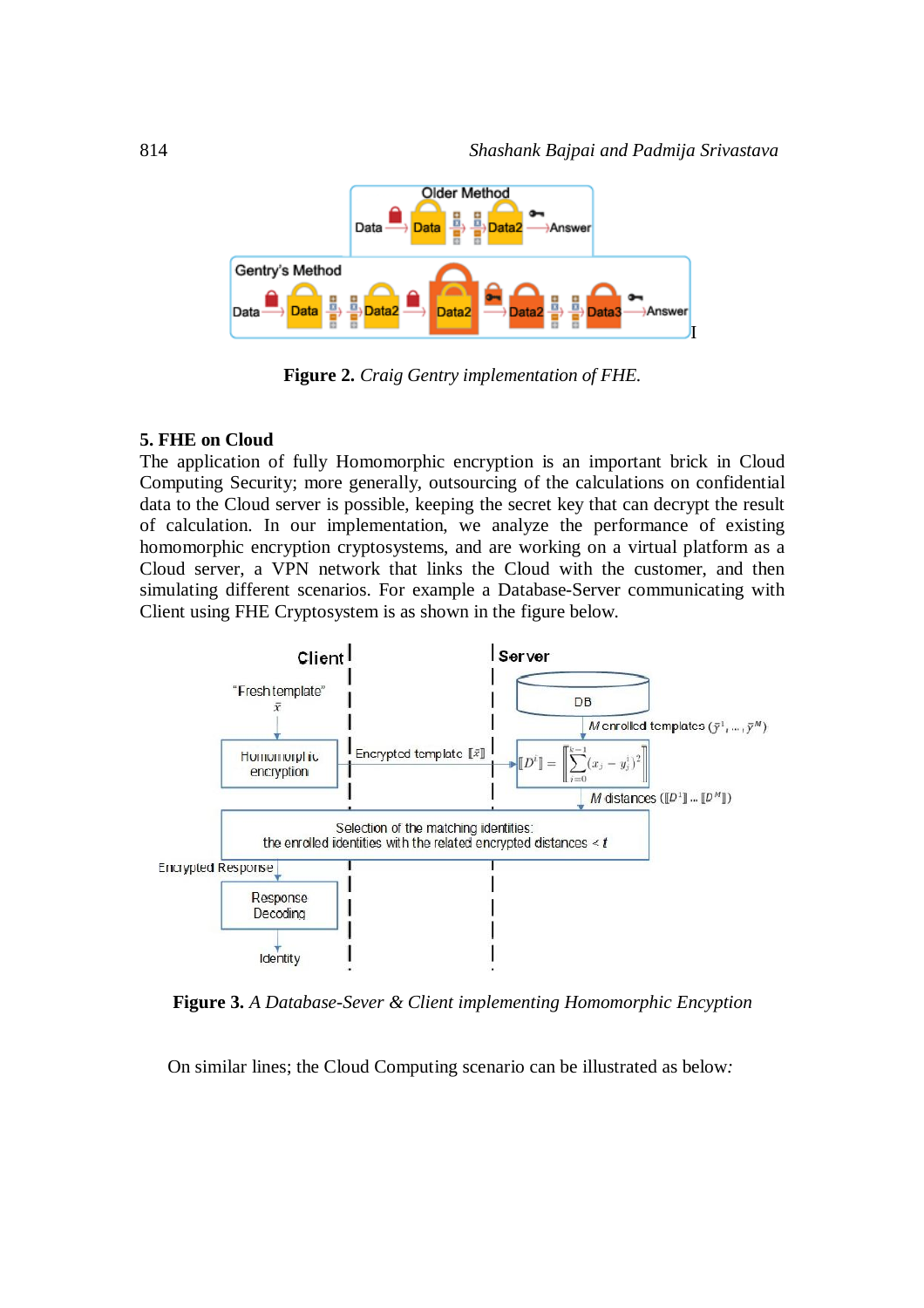Figure 2. *Craig Gentry implementation of FHE.*

## 5. FHE on Cloud

The application of fully Homomorphic encryption is an important brick in Cloud Computing Security; more generally, outsourcing of the calculations on confidential data to the Cloud server is possible, keeping the secret key that can decrypt the result of calculation. In our implementation, we analyze the performance of existing homomorphic encryption cryptosystems, and are working on a virtual platform as a Cloud server, a VPN network that links the Cloud with the customer, and then simulating different scenarios. For example a Database-Server communicating with Client using FHE Cryptosystem is as shown in the figure below.

**Figure 3.** *A Database-Sever & Client implementing Homomorphic Encyption*

On similar lines; the Cloud Computing scenario can be illustrated as below: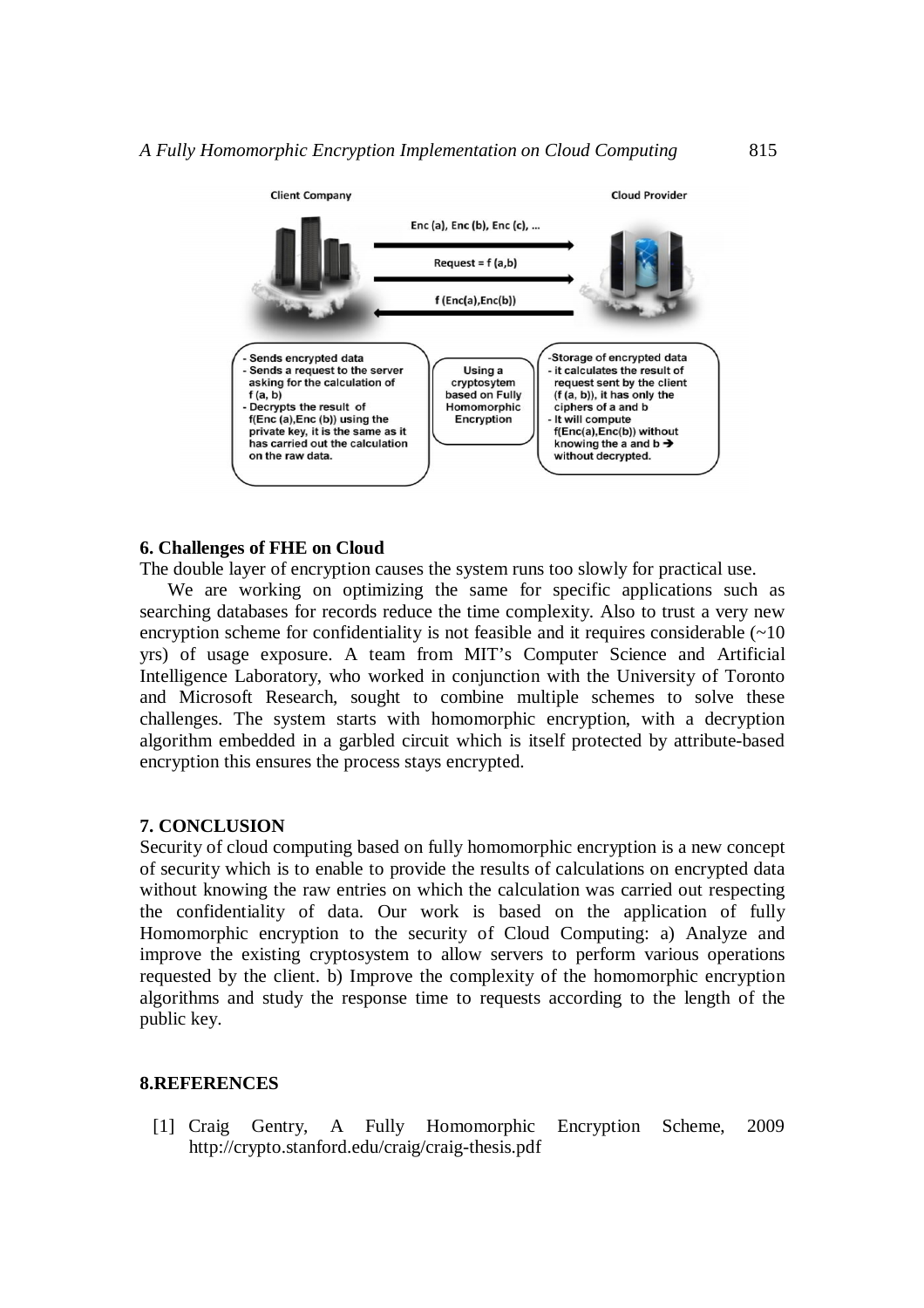Client Company

Cloud Provider

Enc (a), Enc (b), Enc (c), ...

Request = f (a,b)

f (Enc(a),Enc(b))

- Sends encrypted data
- Sends a request to the server asking for the calculation of f (a, b)
- Decrypts the result of f(Enc (a),Enc (b)) using the private key, it is the same as it has carried out the calculation on the raw data.

Using a cryptosytem based on Fully Homomorphic Encryption

- Storage of encrypted data
- it calculates the result of request sent by the client (f (a, b)), it has only the ciphers of a and b
- It will compute f(Enc(a),Enc(b)) without knowing the a and b → without decrypted.

## 6. Challenges of FHE on Cloud

The double layer of encryption causes the system runs too slowly for practical use.

We are working on optimizing the same for specific applications such as searching databases for records reduce the time complexity. Also to trust a very new encryption scheme for confidentiality is not feasible and it requires considerable (~10 yrs) of usage exposure. A team from MIT's Computer Science and Artificial Intelligence Laboratory, who worked in conjunction with the University of Toronto and Microsoft Research, sought to combine multiple schemes to solve these challenges. The system starts with homomorphic encryption, with a decryption algorithm embedded in a garbled circuit which is itself protected by attribute-based encryption this ensures the process stays encrypted.

## 7. CONCLUSION

Security of cloud computing based on fully homomorphic encryption is a new concept of security which is to enable to provide the results of calculations on encrypted data without knowing the raw entries on which the calculation was carried out respecting the confidentiality of data. Our work is based on the application of fully Homomorphic encryption to the security of Cloud Computing: a) Analyze and improve the existing cryptosystem to allow servers to perform various operations requested by the client. b) Improve the complexity of the homomorphic encryption algorithms and study the response time to requests according to the length of the public key.

## 8.REFERENCES

[1] Craig Gentry, A Fully Homomorphic Encryption Scheme, 2009 http://crypto.stanford.edu/craig/craig-thesis.pdf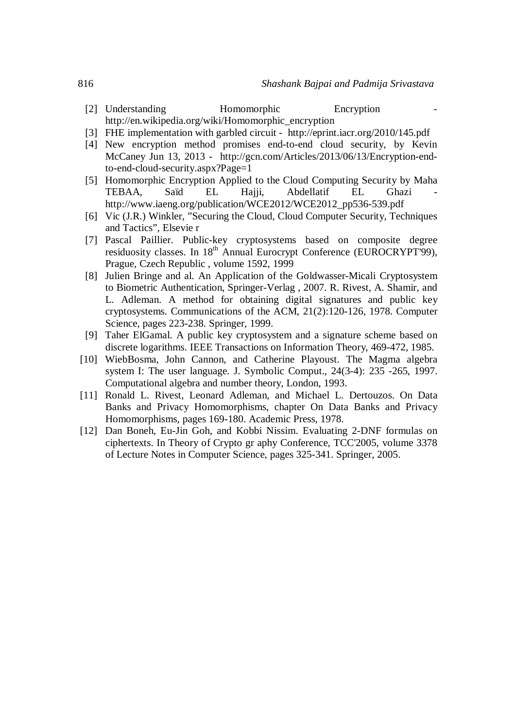[2] Understanding Homomorphic Encryption - http://en.wikipedia.org/wiki/Homomorphic_encryption

[3] FHE implementation with garbled circuit - http://eprint.iacr.org/2010/145.pdf

[4] New encryption method promises end-to-end cloud security, by Kevin McCaney Jun 13, 2013 - http://gcn.com/Articles/2013/06/13/Encryption-end-to-end-cloud-security.aspx?Page=1

[5] Homomorphic Encryption Applied to the Cloud Computing Security by Maha TEBAA, Saïd EL Hajji, Abdellatif EL Ghazi - http://www.iaeng.org/publication/WCE2012/WCE2012_pp536-539.pdf

[6] Vic (J.R.) Winkler, "Securing the Cloud, Cloud Computer Security, Techniques and Tactics", Elsevie r

[7] Pascal Paillier. Public-key cryptosystems based on composite degree residuosity classes. In 18th Annual Eurocrypt Conference (EUROCRYPT'99), Prague, Czech Republic , volume 1592, 1999

[8] Julien Bringe and al. An Application of the Goldwasser-Micali Cryptosystem to Biometric Authentication, Springer-Verlag , 2007. R. Rivest, A. Shamir, and L. Adleman. A method for obtaining digital signatures and public key cryptosystems. Communications of the ACM, 21(2):120-126, 1978. Computer Science, pages 223-238. Springer, 1999.

[9] Taher ElGamal. A public key cryptosystem and a signature scheme based on discrete logarithms. IEEE Transactions on Information Theory, 469-472, 1985.

[10] WiebBosma, John Cannon, and Catherine Playoust. The Magma algebra system I: The user language. J. Symbolic Comput., 24(3-4): 235 -265, 1997. Computational algebra and number theory, London, 1993.

[11] Ronald L. Rivest, Leonard Adleman, and Michael L. Dertouzos. On Data Banks and Privacy Homomorphisms, chapter On Data Banks and Privacy Homomorphisms, pages 169-180. Academic Press, 1978.

[12] Dan Boneh, Eu-Jin Goh, and Kobbi Nissim. Evaluating 2-DNF formulas on ciphertexts. In Theory of Crypto gr aphy Conference, TCC'2005, volume 3378 of Lecture Notes in Computer Science, pages 325-341. Springer, 2005.